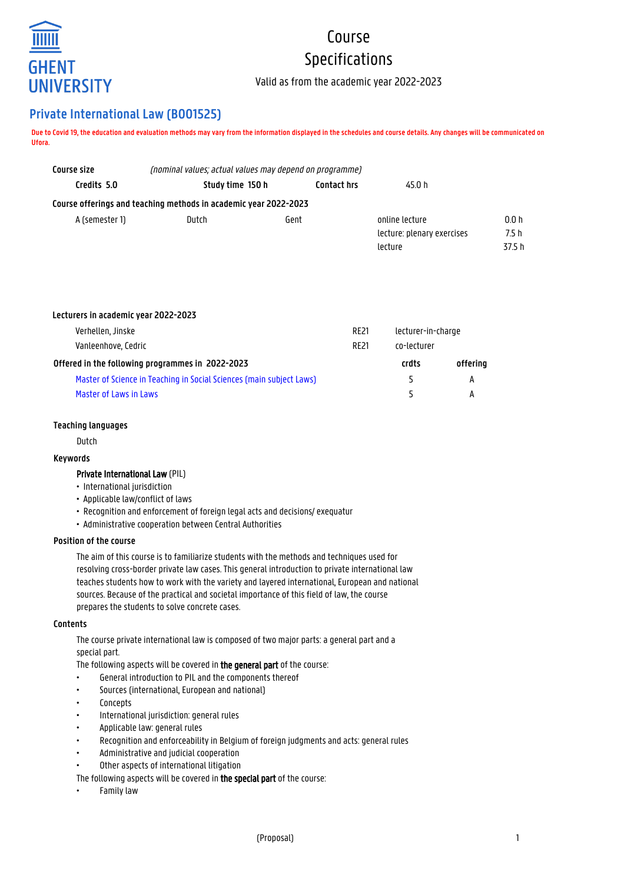GHENT UNIVERSITY

# Course Specifications

Valid as from the academic year 2022-2023

## Private International Law (B001525)

**Due to Covid 19, the education and evaluation methods may vary from the information displayed in the schedules and course details. Any changes will be communicated on Ufora.**

| **Course size** | *(nominal values; actual values may depend on programme)* | | |
|---|---|---|---|
| **Credits 5.0** | **Study time 150 h** | **Contact hrs** | 45.0 h |

**Course offerings and teaching methods in academic year 2022-2023**

| | | | | |
|---|---|---|---|---|
| A (semester 1) | Dutch | Gent | online lecture | 0.0 h |
| | | | lecture: plenary exercises | 7.5 h |
| | | | lecture | 37.5 h |

**Lecturers in academic year 2022-2023**

| | | |
|---|---|---|
| Verhellen, Jinske | RE21 | lecturer-in-charge |
| Vanleenhove, Cedric | RE21 | co-lecturer |

**Offered in the following programmes in 2022-2023**

| | crdts | offering |
|---|---|---|
| Master of Science in Teaching in Social Sciences (main subject Laws) | 5 | A |
| Master of Laws in Laws | 5 | A |

**Teaching languages**

Dutch

**Keywords**

**Private International Law** (PIL)
- International jurisdiction
- Applicable law/conflict of laws
- Recognition and enforcement of foreign legal acts and decisions/ exequatur
- Administrative cooperation between Central Authorities

**Position of the course**

The aim of this course is to familiarize students with the methods and techniques used for resolving cross-border private law cases. This general introduction to private international law teaches students how to work with the variety and layered international, European and national sources. Because of the practical and societal importance of this field of law, the course prepares the students to solve concrete cases.

**Contents**

The course private international law is composed of two major parts: a general part and a special part.

The following aspects will be covered in **the general part** of the course:
- General introduction to PIL and the components thereof
- Sources (international, European and national)
- Concepts
- International jurisdiction: general rules
- Applicable law: general rules
- Recognition and enforceability in Belgium of foreign judgments and acts: general rules
- Administrative and judicial cooperation
- Other aspects of international litigation

The following aspects will be covered in **the special part** of the course:
- Family law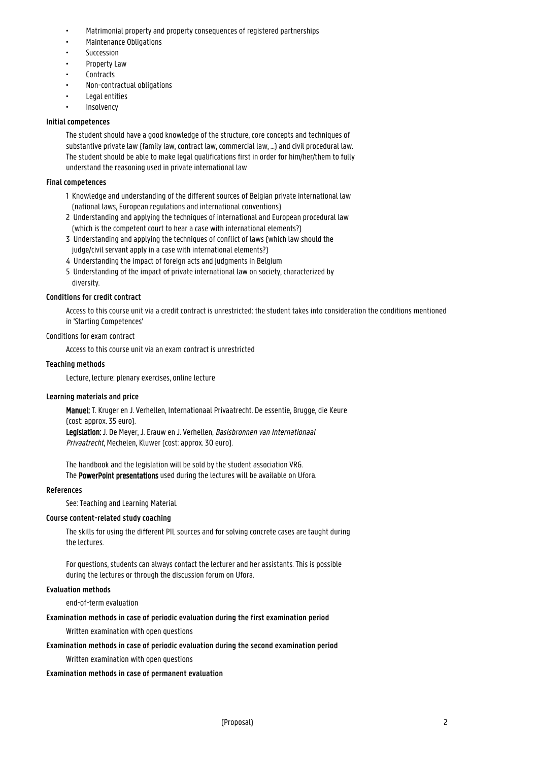- Matrimonial property and property consequences of registered partnerships
- Maintenance Obligations
- Succession
- Property Law
- Contracts
- Non-contractual obligations
- Legal entities
- Insolvency

### Initial competences

The student should have a good knowledge of the structure, core concepts and techniques of substantive private law (family law, contract law, commercial law, ...) and civil procedural law. The student should be able to make legal qualifications first in order for him/her/them to fully understand the reasoning used in private international law

### Final competences

1 Knowledge and understanding of the different sources of Belgian private international law (national laws, European regulations and international conventions)
2 Understanding and applying the techniques of international and European procedural law (which is the competent court to hear a case with international elements?)
3 Understanding and applying the techniques of conflict of laws (which law should the judge/civil servant apply in a case with international elements?)
4 Understanding the impact of foreign acts and judgments in Belgium
5 Understanding of the impact of private international law on society, characterized by diversity.

### Conditions for credit contract

Access to this course unit via a credit contract is unrestricted: the student takes into consideration the conditions mentioned in 'Starting Competences'

Conditions for exam contract

Access to this course unit via an exam contract is unrestricted

### Teaching methods

Lecture, lecture: plenary exercises, online lecture

### Learning materials and price

**Manuel:** T. Kruger en J. Verhellen, Internationaal Privaatrecht. De essentie, Brugge, die Keure (cost: approx. 35 euro).
**Legislation:** J. De Meyer, J. Erauw en J. Verhellen, *Basisbronnen van Internationaal Privaatrecht*, Mechelen, Kluwer (cost: approx. 30 euro).

The handbook and the legislation will be sold by the student association VRG.
The **PowerPoint presentations** used during the lectures will be available on Ufora.

### References

See: Teaching and Learning Material.

### Course content-related study coaching

The skills for using the different PIL sources and for solving concrete cases are taught during the lectures.

For questions, students can always contact the lecturer and her assistants. This is possible during the lectures or through the discussion forum on Ufora.

### Evaluation methods

end-of-term evaluation

### Examination methods in case of periodic evaluation during the first examination period

Written examination with open questions

### Examination methods in case of periodic evaluation during the second examination period

Written examination with open questions

### Examination methods in case of permanent evaluation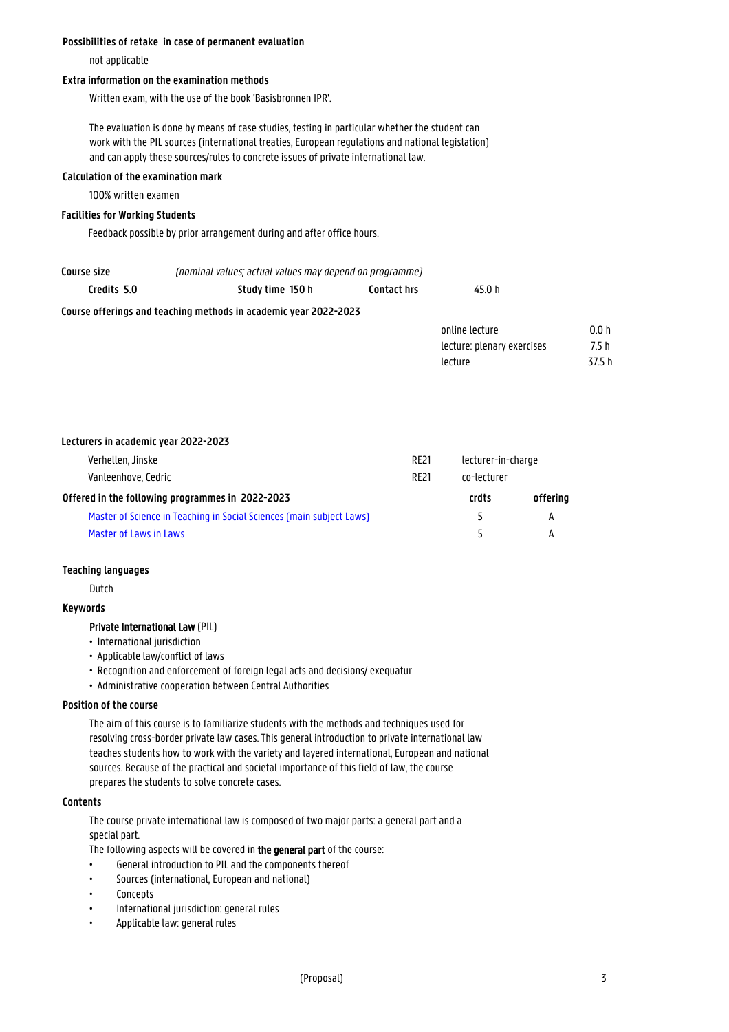### Possibilities of retake in case of permanent evaluation

not applicable

### Extra information on the examination methods

Written exam, with the use of the book 'Basisbronnen IPR'.

The evaluation is done by means of case studies, testing in particular whether the student can work with the PIL sources (international treaties, European regulations and national legislation) and can apply these sources/rules to concrete issues of private international law.

### Calculation of the examination mark

100% written examen

### Facilities for Working Students

Feedback possible by prior arrangement during and after office hours.

### Course size

*(nominal values; actual values may depend on programme)*

| Credits 5.0 | Study time 150 h | Contact hrs | 45.0 h |
|---|---|---|---|

### Course offerings and teaching methods in academic year 2022-2023

| | |
|---|---|
| online lecture | 0.0 h |
| lecture: plenary exercises | 7.5 h |
| lecture | 37.5 h |

### Lecturers in academic year 2022-2023

| | | |
|---|---|---|
| Verhellen, Jinske | RE21 | lecturer-in-charge |
| Vanleenhove, Cedric | RE21 | co-lecturer |

### Offered in the following programmes in 2022-2023

| | crdts | offering |
|---|---|---|
| Master of Science in Teaching in Social Sciences (main subject Laws) | 5 | A |
| Master of Laws in Laws | 5 | A |

### Teaching languages

Dutch

### Keywords

**Private International Law** (PIL)

- International jurisdiction
- Applicable law/conflict of laws
- Recognition and enforcement of foreign legal acts and decisions/ exequatur
- Administrative cooperation between Central Authorities

### Position of the course

The aim of this course is to familiarize students with the methods and techniques used for resolving cross-border private law cases. This general introduction to private international law teaches students how to work with the variety and layered international, European and national sources. Because of the practical and societal importance of this field of law, the course prepares the students to solve concrete cases.

### Contents

The course private international law is composed of two major parts: a general part and a special part.

The following aspects will be covered in **the general part** of the course:

- General introduction to PIL and the components thereof
- Sources (international, European and national)
- Concepts
- International jurisdiction: general rules
- Applicable law: general rules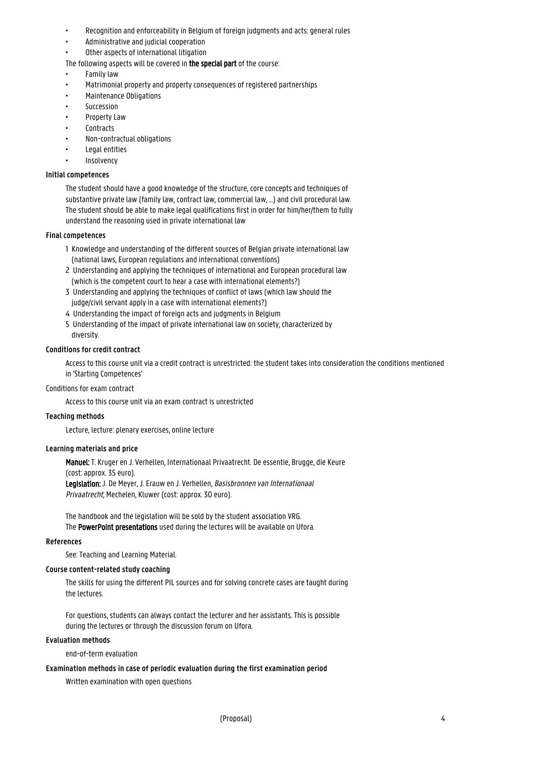- Recognition and enforceability in Belgium of foreign judgments and acts: general rules
- Administrative and judicial cooperation
- Other aspects of international litigation

The following aspects will be covered in **the special part** of the course:

- Family law
- Matrimonial property and property consequences of registered partnerships
- Maintenance Obligations
- Succession
- Property Law
- Contracts
- Non-contractual obligations
- Legal entities
- Insolvency

### Initial competences

The student should have a good knowledge of the structure, core concepts and techniques of substantive private law (family law, contract law, commercial law, ...) and civil procedural law. The student should be able to make legal qualifications first in order for him/her/them to fully understand the reasoning used in private international law

### Final competences

1 Knowledge and understanding of the different sources of Belgian private international law (national laws, European regulations and international conventions)

2 Understanding and applying the techniques of international and European procedural law (which is the competent court to hear a case with international elements?)

3 Understanding and applying the techniques of conflict of laws (which law should the judge/civil servant apply in a case with international elements?)

4 Understanding the impact of foreign acts and judgments in Belgium

5 Understanding of the impact of private international law on society, characterized by diversity.

### Conditions for credit contract

Access to this course unit via a credit contract is unrestricted: the student takes into consideration the conditions mentioned in 'Starting Competences'

### Conditions for exam contract

Access to this course unit via an exam contract is unrestricted

### Teaching methods

Lecture, lecture: plenary exercises, online lecture

### Learning materials and price

**Manuel:** T. Kruger en J. Verhellen, Internationaal Privaatrecht. De essentie, Brugge, die Keure (cost: approx. 35 euro).
**Legislation:** J. De Meyer, J. Erauw en J. Verhellen, *Basisbronnen van Internationaal Privaatrecht*, Mechelen, Kluwer (cost: approx. 30 euro).

The handbook and the legislation will be sold by the student association VRG.
The **PowerPoint presentations** used during the lectures will be available on Ufora.

### References

See: Teaching and Learning Material.

### Course content-related study coaching

The skills for using the different PIL sources and for solving concrete cases are taught during the lectures.

For questions, students can always contact the lecturer and her assistants. This is possible during the lectures or through the discussion forum on Ufora.

### Evaluation methods

end-of-term evaluation

### Examination methods in case of periodic evaluation during the first examination period

Written examination with open questions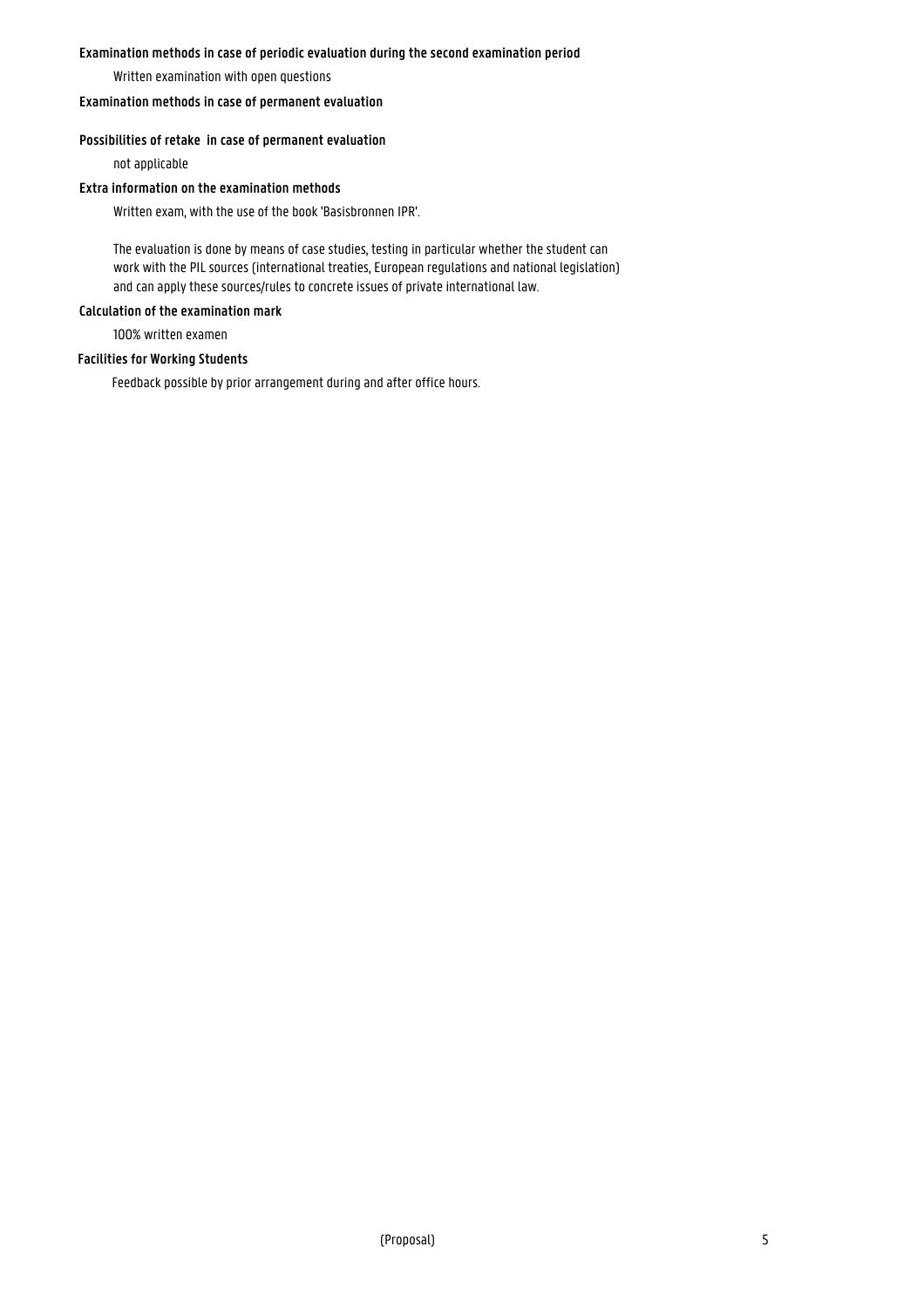**Examination methods in case of periodic evaluation during the second examination period**

Written examination with open questions

**Examination methods in case of permanent evaluation**

**Possibilities of retake in case of permanent evaluation**

not applicable

**Extra information on the examination methods**

Written exam, with the use of the book 'Basisbronnen IPR'.

The evaluation is done by means of case studies, testing in particular whether the student can work with the PIL sources (international treaties, European regulations and national legislation) and can apply these sources/rules to concrete issues of private international law.

**Calculation of the examination mark**

100% written examen

**Facilities for Working Students**

Feedback possible by prior arrangement during and after office hours.

(Proposal)